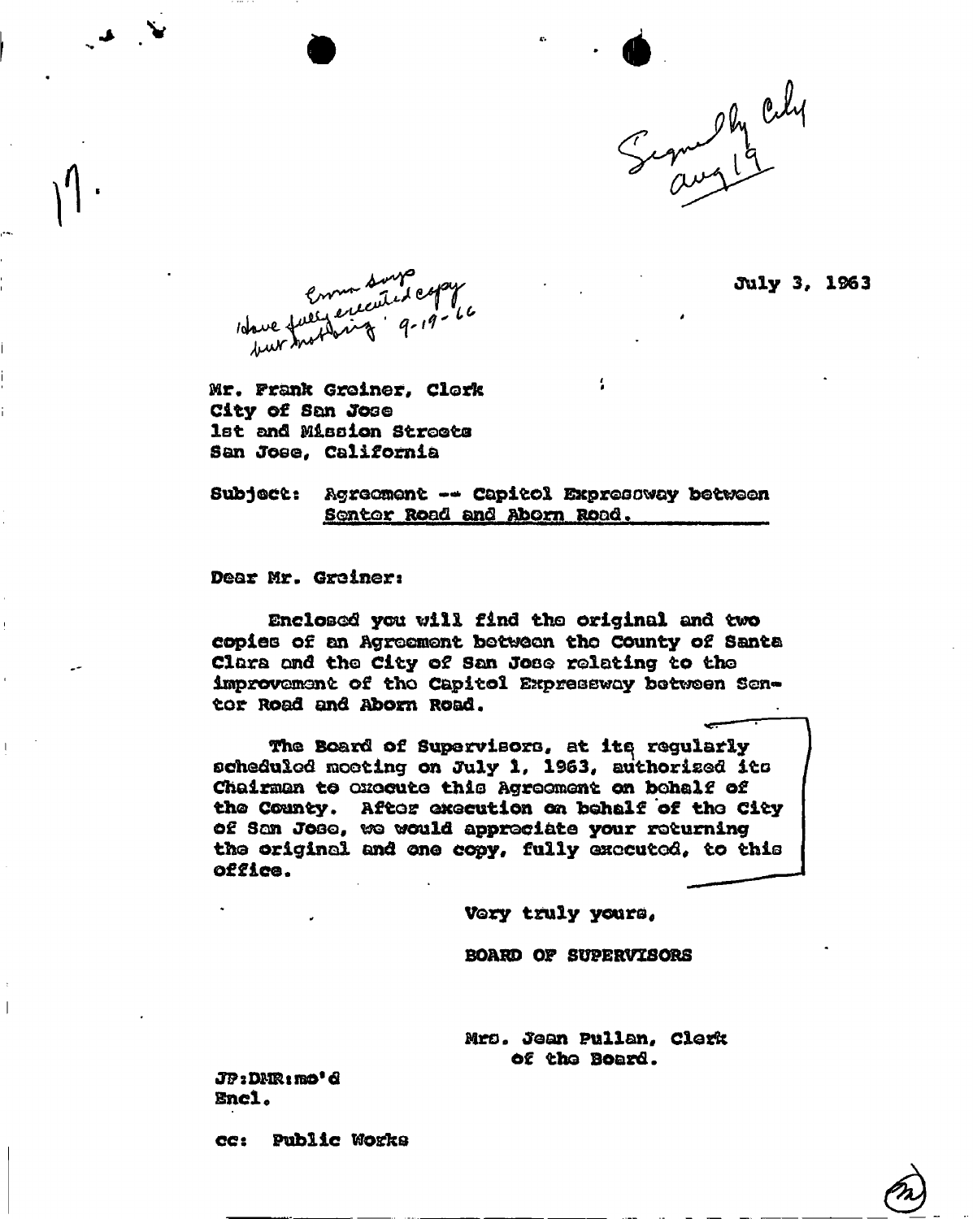Signed by City
aug 19

17.

July 3, 1963

Emma Sorge
I have fully executed copy
per instructions 9-19-66

Mr. Frank Greiner, Clerk
City of San Jose
1st and Mission Streets
San Jose, California

Subject: Agreement -- Capitol Expressway between Senter Road and Aborn Road.

Dear Mr. Greiner:

Enclosed you will find the original and two copies of an Agreement between the County of Santa Clara and the City of San Jose relating to the improvement of the Capitol Expressway between Senter Road and Aborn Road.

The Board of Supervisors, at its regularly scheduled meeting on July 1, 1963, authorized its Chairman to execute this Agreement on behalf of the County. After execution on behalf of the City of San Jose, we would appreciate your returning the original and one copy, fully executed, to this office.

Very truly yours,

BOARD OF SUPERVISORS

Mrs. Jean Pullan, Clerk
of the Board.

JP:DMR:mo'd
Encl.

cc: Public Works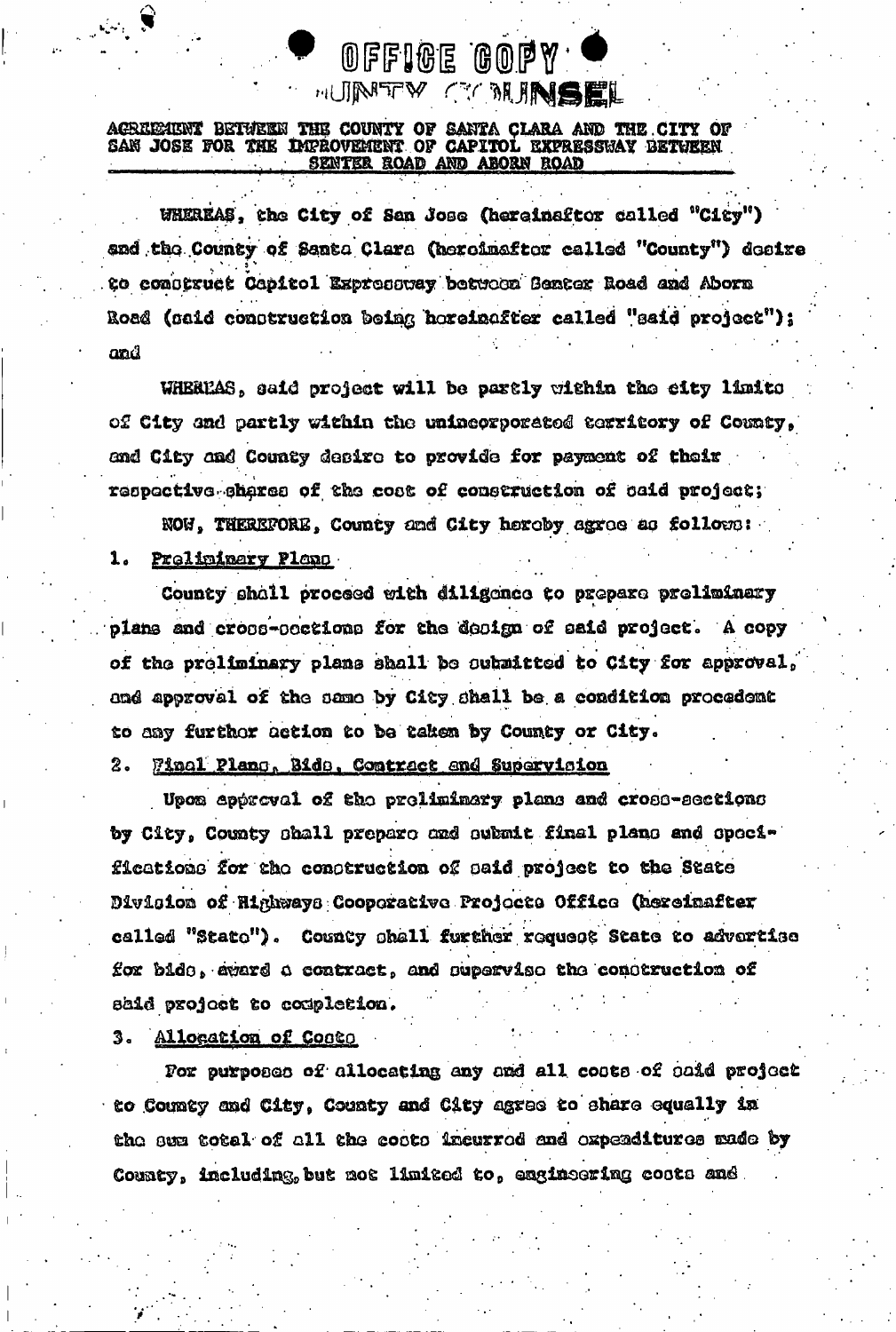OFFICE COPY
COUNTY COUNSEL

# AGREEMENT BETWEEN THE COUNTY OF SANTA CLARA AND THE CITY OF SAN JOSE FOR THE IMPROVEMENT OF CAPITOL EXPRESSWAY BETWEEN SENTER ROAD AND ABORN ROAD

WHEREAS, the City of San Jose (hereinafter called "City") and the County of Santa Clara (hereinafter called "County") desire to construct Capitol Expressway between Senter Road and Aborn Road (said construction being hereinafter called "said project"); and

WHEREAS, said project will be partly within the city limits of City and partly within the unincorporated territory of County, and City and County desire to provide for payment of their respective shares of the cost of construction of said project;

NOW, THEREFORE, County and City hereby agree as follows:

1. Preliminary Plans

County shall proceed with diligence to prepare preliminary plans and cross-sections for the design of said project. A copy of the preliminary plans shall be submitted to City for approval, and approval of the same by City shall be a condition precedent to any further action to be taken by County or City.

2. Final Plans, Bids, Contract and Supervision

Upon approval of the preliminary plans and cross-sections by City, County shall prepare and submit final plans and specifications for the construction of said project to the State Division of Highways Cooperative Projects Office (hereinafter called "State"). County shall further request State to advertise for bids, award a contract, and supervise the construction of said project to completion.

3. Allocation of Costs

For purposes of allocating any and all costs of said project to County and City, County and City agree to share equally in the sum total of all the costs incurred and expenditures made by County, including, but not limited to, engineering costs and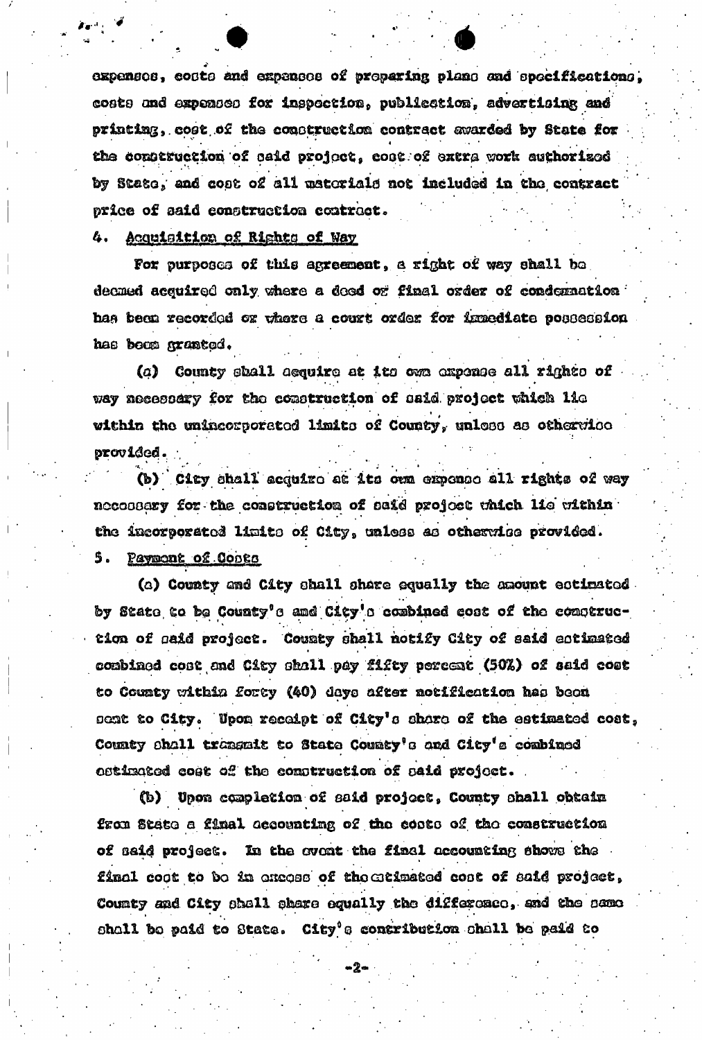expenses, costs and expenses of preparing plans and specifications, costs and expenses for inspection, publication, advertising and printing, cost of the construction contract awarded by State for the construction of said project, cost of extra work authorized by State, and cost of all materials not included in the contract price of said construction contract.

4. <u>Acquisition of Rights of Way</u>

For purposes of this agreement, a right of way shall be deemed acquired only where a deed or final order of condemnation has been recorded or where a court order for immediate possession has been granted.

(a) County shall acquire at its own expense all rights of way necessary for the construction of said project which lie within the unincorporated limits of County, unless as otherwise provided.

(b) City shall acquire at its own expense all rights of way necessary for the construction of said project which lie within the incorporated limits of City, unless as otherwise provided.

5. <u>Payment of Costs</u>

(a) County and City shall share equally the amount estimated by State to be County's and City's combined cost of the construction of said project. County shall notify City of said estimated combined cost and City shall pay fifty percent (50%) of said cost to County within forty (40) days after notification has been sent to City. Upon receipt of City's share of the estimated cost, County shall transmit to State County's and City's combined estimated cost of the construction of said project.

(b) Upon completion of said project, County shall obtain from State a final accounting of the costs of the construction of said project. In the event the final accounting shows the final cost to be in excess of the estimated cost of said project, County and City shall share equally the difference, and the same shall be paid to State. City's contribution shall be paid to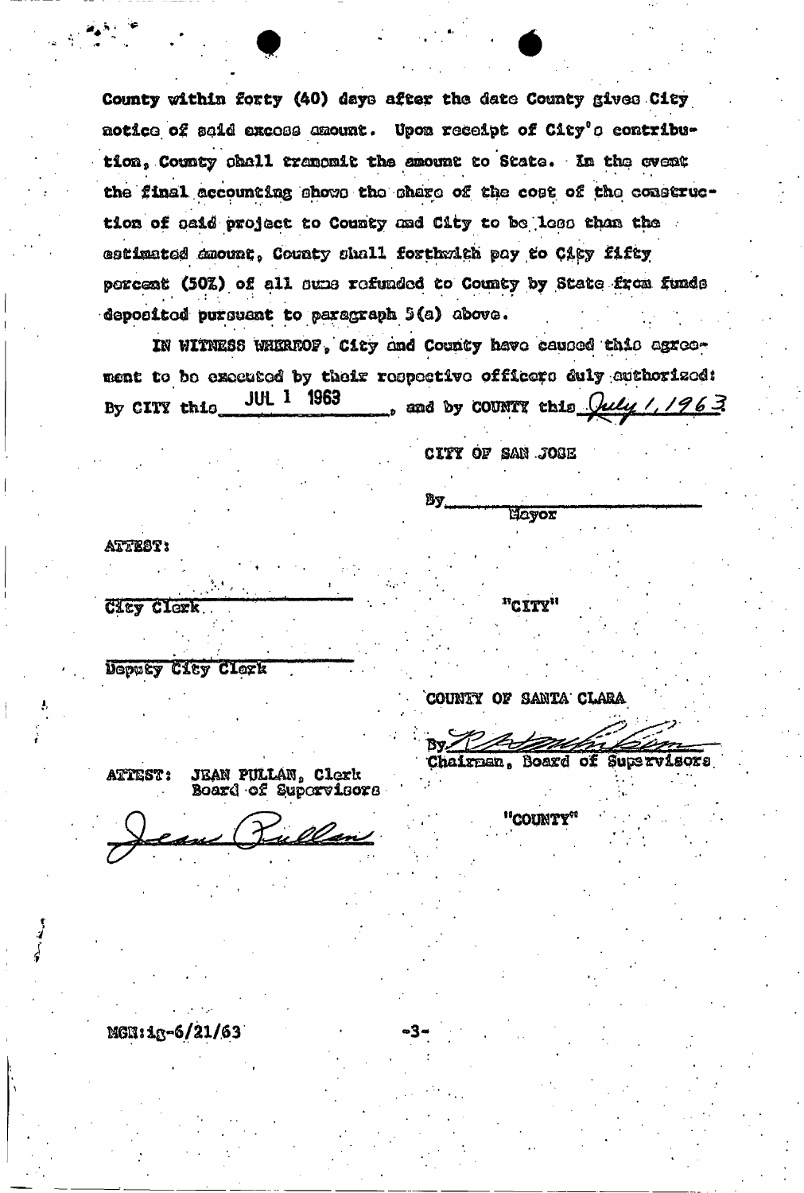County within forty (40) days after the date County gives City notice of said excess amount. Upon receipt of City's contribution, County shall transmit the amount to State. In the event the final accounting shows the share of the cost of the construction of said project to County and City to be less than the estimated amount, County shall forthwith pay to City fifty percent (50%) of all sums refunded to County by State from funds deposited pursuant to paragraph 5(a) above.

IN WITNESS WHEREOF, City and County have caused this agreement to be executed by their respective officers duly authorized: By CITY this JUL 1 1963, and by COUNTY this July 1, 1963

CITY OF SAN JOSE

By ______________________
Mayor

ATTEST:

______________________
City Clerk

"CITY"

______________________
Deputy City Clerk

COUNTY OF SANTA CLARA

By ______________________
Chairman, Board of Supervisors

ATTEST: JEAN PULLAN, Clerk
Board of Supervisors

Jean Pullan

"COUNTY"

MGH:ig-6/21/63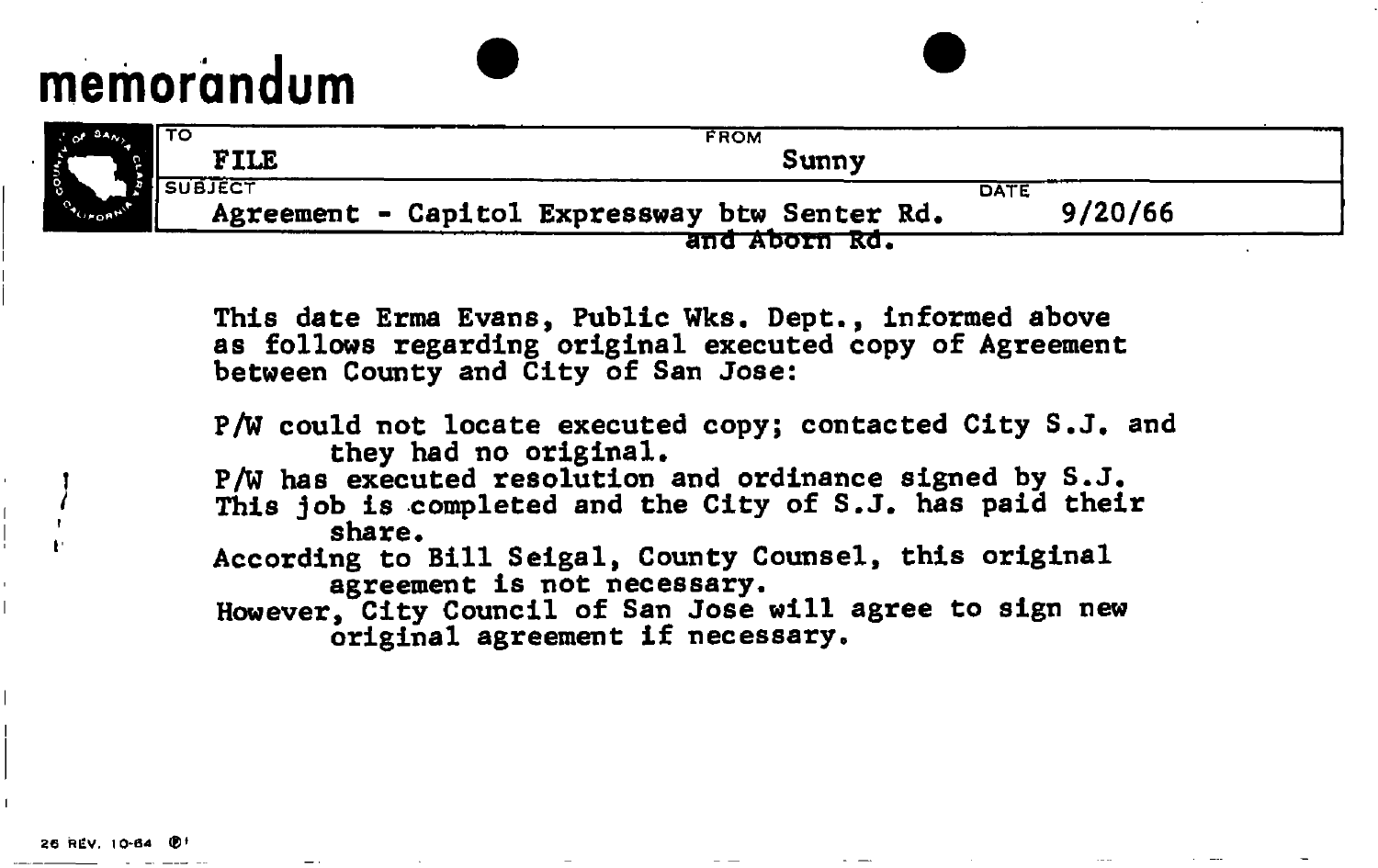# memorandum

| TO | FROM | DATE |
|---|---|---|
| FILE | Sunny | |
| **SUBJECT** | | |
| Agreement - Capitol Expressway btw Senter Rd. and Aborn Rd. | | 9/20/66 |

This date Erma Evans, Public Wks. Dept., informed above as follows regarding original executed copy of Agreement between County and City of San Jose:

P/W could not locate executed copy; contacted City S.J. and they had no original.
P/W has executed resolution and ordinance signed by S.J.
This job is completed and the City of S.J. has paid their share.
According to Bill Seigal, County Counsel, this original agreement is not necessary.
However, City Council of San Jose will agree to sign new original agreement if necessary.

26 REV. 10-64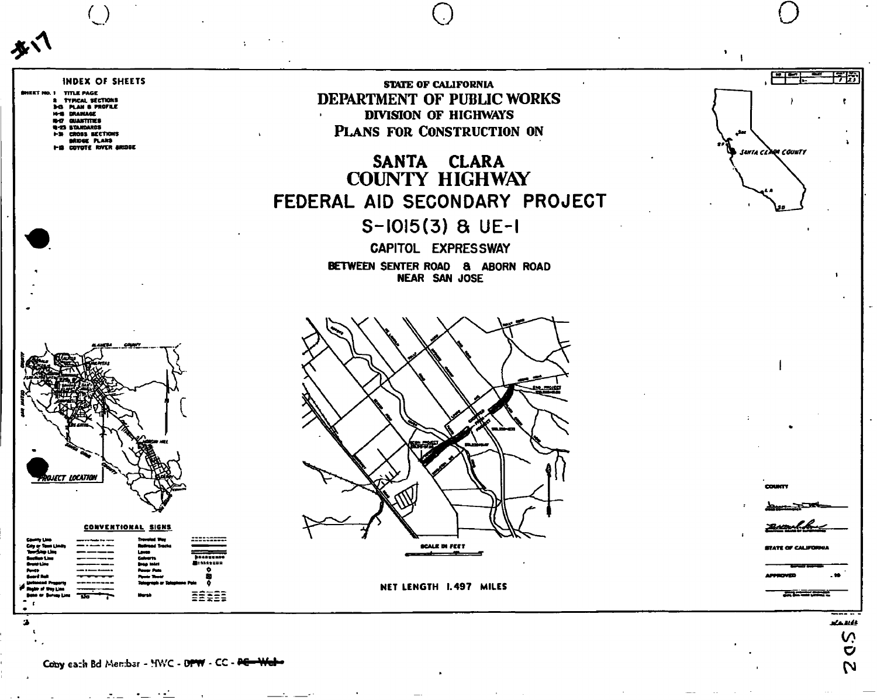#17

### INDEX OF SHEETS

- SHEET NO. 1 TITLE PAGE
- 2 TYPICAL SECTIONS
- 3-13 PLAN & PROFILE
- 14-15 DRAINAGE
- 16-17 QUANTITIES
- 18-23 STANDARDS
- 1-31 CROSS SECTIONS
- BRIDGE PLANS
- 1-13 COYOTE RIVER BRIDGE

STATE OF CALIFORNIA

# DEPARTMENT OF PUBLIC WORKS

## DIVISION OF HIGHWAYS

## PLANS FOR CONSTRUCTION ON

# SANTA CLARA COUNTY HIGHWAY

# FEDERAL AID SECONDARY PROJECT

# S-1015(3) & UE-1

## CAPITOL EXPRESSWAY

**BETWEEN SENTER ROAD & ABORN ROAD NEAR SAN JOSE**

SANTA CLARA COUNTY

PROJECT LOCATION

SCALE IN FEET

NET LENGTH 1.497 MILES

### CONVENTIONAL SIGNS

| | | | |
|---|---|---|---|
| County Line | | Traveled Way | |
| City or Town Limits | | Railroad Tracks | |
| Township Line | | Levee | |
| Section Line | | Culverts | |
| Grant Line | | Drop Inlet | |
| Fence | | Power Pole | |
| Guard Rail | | Power Tower | |
| Unfenced Property | | Telegraph or Telephone Pole | |
| Right of Way Line | | | |
| Base or Survey Line | | Marsh | |

COUNTY

STATE OF CALIFORNIA

APPROVED 19

Copy each Bd Member - HWC - DPW - CC - PC - Wel -

205